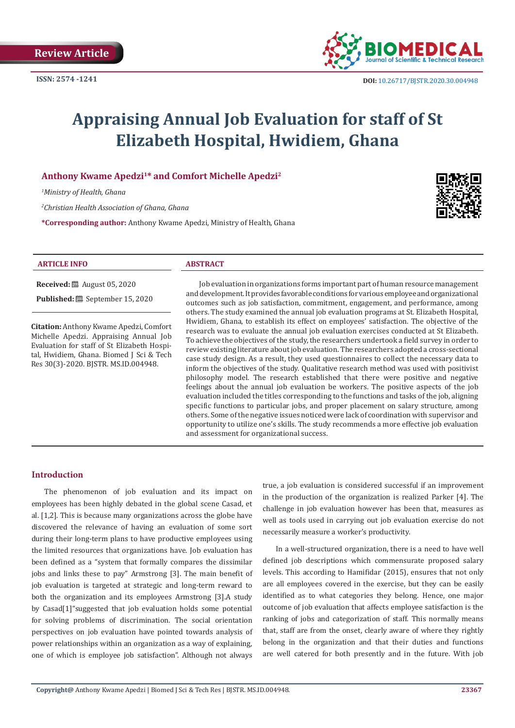Review Article

ISSN: 2574 -1241

DOI: 10.26717/BJSTR.2020.30.004948

# Appraising Annual Job Evaluation for staff of St Elizabeth Hospital, Hwidiem, Ghana

**Anthony Kwame Apedzi[1]* and Comfort Michelle Apedzi[2]**

*[1]Ministry of Health, Ghana*

*[2]Christian Health Association of Ghana, Ghana*

***Corresponding author:** Anthony Kwame Apedzi, Ministry of Health, Ghana

### ARTICLE INFO

**Received:** August 05, 2020

**Published:** September 15, 2020

**Citation:** Anthony Kwame Apedzi, Comfort Michelle Apedzi. Appraising Annual Job Evaluation for staff of St Elizabeth Hospital, Hwidiem, Ghana. Biomed J Sci & Tech Res 30(3)-2020. BJSTR. MS.ID.004948.

### ABSTRACT

Job evaluation in organizations forms important part of human resource management and development. It provides favorable conditions for various employee and organizational outcomes such as job satisfaction, commitment, engagement, and performance, among others. The study examined the annual job evaluation programs at St. Elizabeth Hospital, Hwidiem, Ghana, to establish its effect on employees' satisfaction. The objective of the research was to evaluate the annual job evaluation exercises conducted at St Elizabeth. To achieve the objectives of the study, the researchers undertook a field survey in order to review existing literature about job evaluation. The researchers adopted a cross-sectional case study design. As a result, they used questionnaires to collect the necessary data to inform the objectives of the study. Qualitative research method was used with positivist philosophy model. The research established that there were positive and negative feelings about the annual job evaluation be workers. The positive aspects of the job evaluation included the titles corresponding to the functions and tasks of the job, aligning specific functions to particular jobs, and proper placement on salary structure, among others. Some of the negative issues noticed were lack of coordination with supervisor and opportunity to utilize one's skills. The study recommends a more effective job evaluation and assessment for organizational success.

## Introduction

The phenomenon of job evaluation and its impact on employees has been highly debated in the global scene Casad, et al. [1,2]. This is because many organizations across the globe have discovered the relevance of having an evaluation of some sort during their long-term plans to have productive employees using the limited resources that organizations have. Job evaluation has been defined as a "system that formally compares the dissimilar jobs and links these to pay" Armstrong [3]. The main benefit of job evaluation is targeted at strategic and long-term reward to both the organization and its employees Armstrong [3].A study by Casad[1]"suggested that job evaluation holds some potential for solving problems of discrimination. The social orientation perspectives on job evaluation have pointed towards analysis of power relationships within an organization as a way of explaining, one of which is employee job satisfaction". Although not always true, a job evaluation is considered successful if an improvement in the production of the organization is realized Parker [4]. The challenge in job evaluation however has been that, measures as well as tools used in carrying out job evaluation exercise do not necessarily measure a worker's productivity.

In a well-structured organization, there is a need to have well defined job descriptions which commensurate proposed salary levels. This according to Hamifidar (2015), ensures that not only are all employees covered in the exercise, but they can be easily identified as to what categories they belong. Hence, one major outcome of job evaluation that affects employee satisfaction is the ranking of jobs and categorization of staff. This normally means that, staff are from the onset, clearly aware of where they rightly belong in the organization and that their duties and functions are well catered for both presently and in the future. With job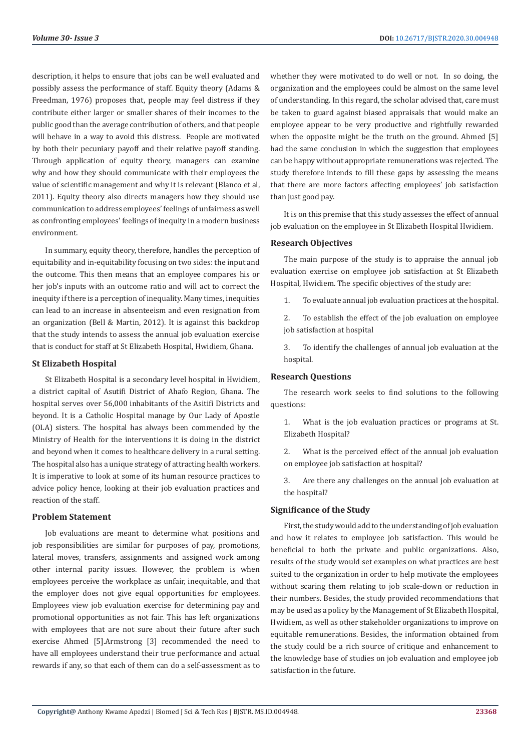description, it helps to ensure that jobs can be well evaluated and possibly assess the performance of staff. Equity theory (Adams & Freedman, 1976) proposes that, people may feel distress if they contribute either larger or smaller shares of their incomes to the public good than the average contribution of others, and that people will behave in a way to avoid this distress. People are motivated by both their pecuniary payoff and their relative payoff standing. Through application of equity theory, managers can examine why and how they should communicate with their employees the value of scientific management and why it is relevant (Blanco et al, 2011). Equity theory also directs managers how they should use communication to address employees' feelings of unfairness as well as confronting employees' feelings of inequity in a modern business environment.

In summary, equity theory, therefore, handles the perception of equitability and in-equitability focusing on two sides: the input and the outcome. This then means that an employee compares his or her job's inputs with an outcome ratio and will act to correct the inequity if there is a perception of inequality. Many times, inequities can lead to an increase in absenteeism and even resignation from an organization (Bell & Martin, 2012). It is against this backdrop that the study intends to assess the annual job evaluation exercise that is conduct for staff at St Elizabeth Hospital, Hwidiem, Ghana.

## St Elizabeth Hospital

St Elizabeth Hospital is a secondary level hospital in Hwidiem, a district capital of Asutifi District of Ahafo Region, Ghana. The hospital serves over 56,000 inhabitants of the Asitifi Districts and beyond. It is a Catholic Hospital manage by Our Lady of Apostle (OLA) sisters. The hospital has always been commended by the Ministry of Health for the interventions it is doing in the district and beyond when it comes to healthcare delivery in a rural setting. The hospital also has a unique strategy of attracting health workers. It is imperative to look at some of its human resource practices to advice policy hence, looking at their job evaluation practices and reaction of the staff.

## Problem Statement

Job evaluations are meant to determine what positions and job responsibilities are similar for purposes of pay, promotions, lateral moves, transfers, assignments and assigned work among other internal parity issues. However, the problem is when employees perceive the workplace as unfair, inequitable, and that the employer does not give equal opportunities for employees. Employees view job evaluation exercise for determining pay and promotional opportunities as not fair. This has left organizations with employees that are not sure about their future after such exercise Ahmed [5].Armstrong [3] recommended the need to have all employees understand their true performance and actual rewards if any, so that each of them can do a self-assessment as to whether they were motivated to do well or not. In so doing, the organization and the employees could be almost on the same level of understanding. In this regard, the scholar advised that, care must be taken to guard against biased appraisals that would make an employee appear to be very productive and rightfully rewarded when the opposite might be the truth on the ground. Ahmed [5] had the same conclusion in which the suggestion that employees can be happy without appropriate remunerations was rejected. The study therefore intends to fill these gaps by assessing the means that there are more factors affecting employees' job satisfaction than just good pay.

It is on this premise that this study assesses the effect of annual job evaluation on the employee in St Elizabeth Hospital Hwidiem.

## Research Objectives

The main purpose of the study is to appraise the annual job evaluation exercise on employee job satisfaction at St Elizabeth Hospital, Hwidiem. The specific objectives of the study are:

1. To evaluate annual job evaluation practices at the hospital.
2. To establish the effect of the job evaluation on employee job satisfaction at hospital
3. To identify the challenges of annual job evaluation at the hospital.

## Research Questions

The research work seeks to find solutions to the following questions:

1. What is the job evaluation practices or programs at St. Elizabeth Hospital?
2. What is the perceived effect of the annual job evaluation on employee job satisfaction at hospital?
3. Are there any challenges on the annual job evaluation at the hospital?

## Significance of the Study

First, the study would add to the understanding of job evaluation and how it relates to employee job satisfaction. This would be beneficial to both the private and public organizations. Also, results of the study would set examples on what practices are best suited to the organization in order to help motivate the employees without scaring them relating to job scale-down or reduction in their numbers. Besides, the study provided recommendations that may be used as a policy by the Management of St Elizabeth Hospital, Hwidiem, as well as other stakeholder organizations to improve on equitable remunerations. Besides, the information obtained from the study could be a rich source of critique and enhancement to the knowledge base of studies on job evaluation and employee job satisfaction in the future.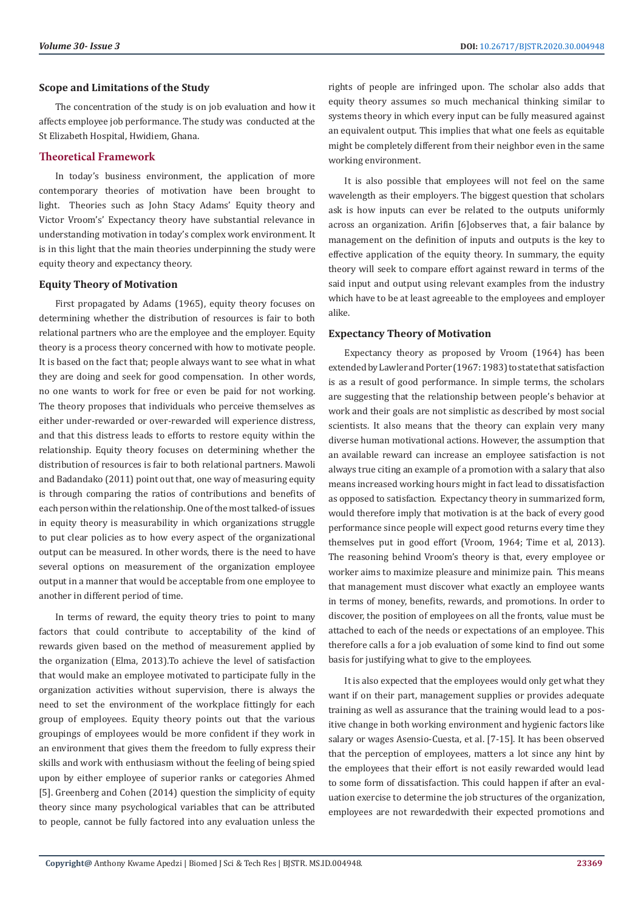### Scope and Limitations of the Study

The concentration of the study is on job evaluation and how it affects employee job performance. The study was conducted at the St Elizabeth Hospital, Hwidiem, Ghana.

## Theoretical Framework

In today's business environment, the application of more contemporary theories of motivation have been brought to light. Theories such as John Stacy Adams' Equity theory and Victor Vroom's' Expectancy theory have substantial relevance in understanding motivation in today's complex work environment. It is in this light that the main theories underpinning the study were equity theory and expectancy theory.

### Equity Theory of Motivation

First propagated by Adams (1965), equity theory focuses on determining whether the distribution of resources is fair to both relational partners who are the employee and the employer. Equity theory is a process theory concerned with how to motivate people. It is based on the fact that; people always want to see what in what they are doing and seek for good compensation. In other words, no one wants to work for free or even be paid for not working. The theory proposes that individuals who perceive themselves as either under-rewarded or over-rewarded will experience distress, and that this distress leads to efforts to restore equity within the relationship. Equity theory focuses on determining whether the distribution of resources is fair to both relational partners. Mawoli and Badandako (2011) point out that, one way of measuring equity is through comparing the ratios of contributions and benefits of each person within the relationship. One of the most talked-of issues in equity theory is measurability in which organizations struggle to put clear policies as to how every aspect of the organizational output can be measured. In other words, there is the need to have several options on measurement of the organization employee output in a manner that would be acceptable from one employee to another in different period of time.

In terms of reward, the equity theory tries to point to many factors that could contribute to acceptability of the kind of rewards given based on the method of measurement applied by the organization (Elma, 2013).To achieve the level of satisfaction that would make an employee motivated to participate fully in the organization activities without supervision, there is always the need to set the environment of the workplace fittingly for each group of employees. Equity theory points out that the various groupings of employees would be more confident if they work in an environment that gives them the freedom to fully express their skills and work with enthusiasm without the feeling of being spied upon by either employee of superior ranks or categories Ahmed [5]. Greenberg and Cohen (2014) question the simplicity of equity theory since many psychological variables that can be attributed to people, cannot be fully factored into any evaluation unless the rights of people are infringed upon. The scholar also adds that equity theory assumes so much mechanical thinking similar to systems theory in which every input can be fully measured against an equivalent output. This implies that what one feels as equitable might be completely different from their neighbor even in the same working environment.

It is also possible that employees will not feel on the same wavelength as their employers. The biggest question that scholars ask is how inputs can ever be related to the outputs uniformly across an organization. Arifin [6]observes that, a fair balance by management on the definition of inputs and outputs is the key to effective application of the equity theory. In summary, the equity theory will seek to compare effort against reward in terms of the said input and output using relevant examples from the industry which have to be at least agreeable to the employees and employer alike.

### Expectancy Theory of Motivation

Expectancy theory as proposed by Vroom (1964) has been extended by Lawler and Porter (1967: 1983) to state that satisfaction is as a result of good performance. In simple terms, the scholars are suggesting that the relationship between people's behavior at work and their goals are not simplistic as described by most social scientists. It also means that the theory can explain very many diverse human motivational actions. However, the assumption that an available reward can increase an employee satisfaction is not always true citing an example of a promotion with a salary that also means increased working hours might in fact lead to dissatisfaction as opposed to satisfaction. Expectancy theory in summarized form, would therefore imply that motivation is at the back of every good performance since people will expect good returns every time they themselves put in good effort (Vroom, 1964; Time et al, 2013). The reasoning behind Vroom's theory is that, every employee or worker aims to maximize pleasure and minimize pain. This means that management must discover what exactly an employee wants in terms of money, benefits, rewards, and promotions. In order to discover, the position of employees on all the fronts, value must be attached to each of the needs or expectations of an employee. This therefore calls a for a job evaluation of some kind to find out some basis for justifying what to give to the employees.

It is also expected that the employees would only get what they want if on their part, management supplies or provides adequate training as well as assurance that the training would lead to a positive change in both working environment and hygienic factors like salary or wages Asensio-Cuesta, et al. [7-15]. It has been observed that the perception of employees, matters a lot since any hint by the employees that their effort is not easily rewarded would lead to some form of dissatisfaction. This could happen if after an evaluation exercise to determine the job structures of the organization, employees are not rewardedwith their expected promotions and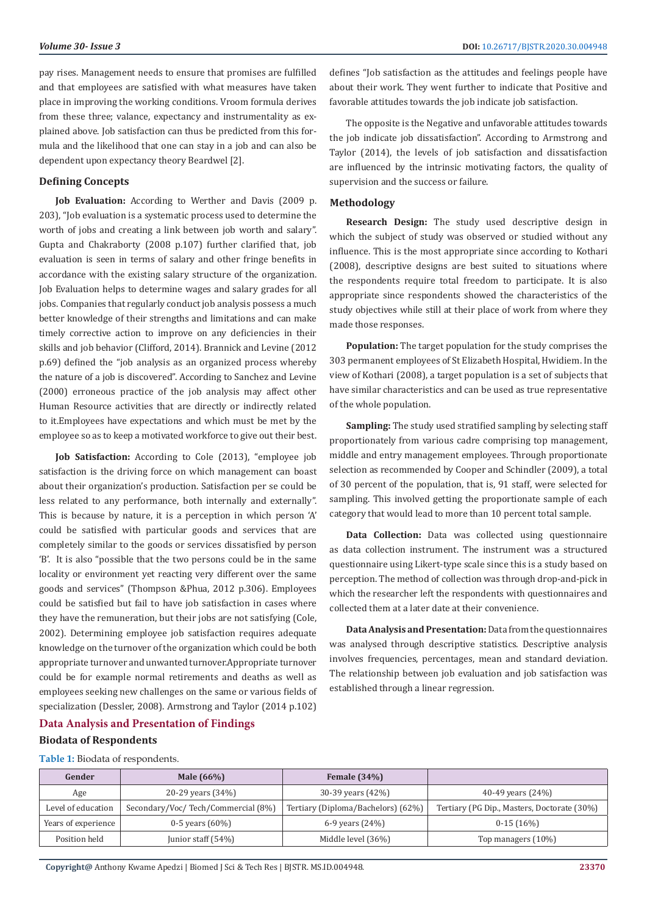pay rises. Management needs to ensure that promises are fulfilled and that employees are satisfied with what measures have taken place in improving the working conditions. Vroom formula derives from these three; valance, expectancy and instrumentality as explained above. Job satisfaction can thus be predicted from this formula and the likelihood that one can stay in a job and can also be dependent upon expectancy theory Beardwel [2].

### Defining Concepts

**Job Evaluation:** According to Werther and Davis (2009 p. 203), "Job evaluation is a systematic process used to determine the worth of jobs and creating a link between job worth and salary". Gupta and Chakraborty (2008 p.107) further clarified that, job evaluation is seen in terms of salary and other fringe benefits in accordance with the existing salary structure of the organization. Job Evaluation helps to determine wages and salary grades for all jobs. Companies that regularly conduct job analysis possess a much better knowledge of their strengths and limitations and can make timely corrective action to improve on any deficiencies in their skills and job behavior (Clifford, 2014). Brannick and Levine (2012 p.69) defined the "job analysis as an organized process whereby the nature of a job is discovered". According to Sanchez and Levine (2000) erroneous practice of the job analysis may affect other Human Resource activities that are directly or indirectly related to it.Employees have expectations and which must be met by the employee so as to keep a motivated workforce to give out their best.

**Job Satisfaction:** According to Cole (2013), "employee job satisfaction is the driving force on which management can boast about their organization's production. Satisfaction per se could be less related to any performance, both internally and externally". This is because by nature, it is a perception in which person 'A' could be satisfied with particular goods and services that are completely similar to the goods or services dissatisfied by person 'B'. It is also "possible that the two persons could be in the same locality or environment yet reacting very different over the same goods and services" (Thompson &Phua, 2012 p.306). Employees could be satisfied but fail to have job satisfaction in cases where they have the remuneration, but their jobs are not satisfying (Cole, 2002). Determining employee job satisfaction requires adequate knowledge on the turnover of the organization which could be both appropriate turnover and unwanted turnover.Appropriate turnover could be for example normal retirements and deaths as well as employees seeking new challenges on the same or various fields of specialization (Dessler, 2008). Armstrong and Taylor (2014 p.102) defines "Job satisfaction as the attitudes and feelings people have about their work. They went further to indicate that Positive and favorable attitudes towards the job indicate job satisfaction.

The opposite is the Negative and unfavorable attitudes towards the job indicate job dissatisfaction". According to Armstrong and Taylor (2014), the levels of job satisfaction and dissatisfaction are influenced by the intrinsic motivating factors, the quality of supervision and the success or failure.

### Methodology

**Research Design:** The study used descriptive design in which the subject of study was observed or studied without any influence. This is the most appropriate since according to Kothari (2008), descriptive designs are best suited to situations where the respondents require total freedom to participate. It is also appropriate since respondents showed the characteristics of the study objectives while still at their place of work from where they made those responses.

**Population:** The target population for the study comprises the 303 permanent employees of St Elizabeth Hospital, Hwidiem. In the view of Kothari (2008), a target population is a set of subjects that have similar characteristics and can be used as true representative of the whole population.

**Sampling:** The study used stratified sampling by selecting staff proportionately from various cadre comprising top management, middle and entry management employees. Through proportionate selection as recommended by Cooper and Schindler (2009), a total of 30 percent of the population, that is, 91 staff, were selected for sampling. This involved getting the proportionate sample of each category that would lead to more than 10 percent total sample.

**Data Collection:** Data was collected using questionnaire as data collection instrument. The instrument was a structured questionnaire using Likert-type scale since this is a study based on perception. The method of collection was through drop-and-pick in which the researcher left the respondents with questionnaires and collected them at a later date at their convenience.

**Data Analysis and Presentation:** Data from the questionnaires was analysed through descriptive statistics. Descriptive analysis involves frequencies, percentages, mean and standard deviation. The relationship between job evaluation and job satisfaction was established through a linear regression.

## Data Analysis and Presentation of Findings

### Biodata of Respondents

**Table 1:** Biodata of respondents.

| Gender | Male (66%) | Female (34%) | |
|---|---|---|---|
| Age | 20-29 years (34%) | 30-39 years (42%) | 40-49 years (24%) |
| Level of education | Secondary/Voc/ Tech/Commercial (8%) | Tertiary (Diploma/Bachelors) (62%) | Tertiary (PG Dip., Masters, Doctorate (30%) |
| Years of experience | 0-5 years (60%) | 6-9 years (24%) | 0-15 (16%) |
| Position held | Junior staff (54%) | Middle level (36%) | Top managers (10%) |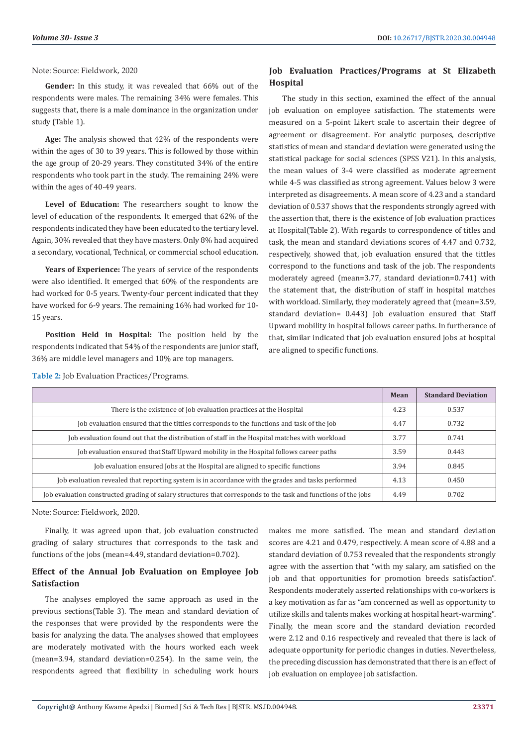Note: Source: Fieldwork, 2020

**Gender:** In this study, it was revealed that 66% out of the respondents were males. The remaining 34% were females. This suggests that, there is a male dominance in the organization under study (Table 1).

**Age:** The analysis showed that 42% of the respondents were within the ages of 30 to 39 years. This is followed by those within the age group of 20-29 years. They constituted 34% of the entire respondents who took part in the study. The remaining 24% were within the ages of 40-49 years.

**Level of Education:** The researchers sought to know the level of education of the respondents. It emerged that 62% of the respondents indicated they have been educated to the tertiary level. Again, 30% revealed that they have masters. Only 8% had acquired a secondary, vocational, Technical, or commercial school education.

**Years of Experience:** The years of service of the respondents were also identified. It emerged that 60% of the respondents are had worked for 0-5 years. Twenty-four percent indicated that they have worked for 6-9 years. The remaining 16% had worked for 10-15 years.

**Position Held in Hospital:** The position held by the respondents indicated that 54% of the respondents are junior staff, 36% are middle level managers and 10% are top managers.

## Job Evaluation Practices/Programs at St Elizabeth Hospital

The study in this section, examined the effect of the annual job evaluation on employee satisfaction. The statements were measured on a 5-point Likert scale to ascertain their degree of agreement or disagreement. For analytic purposes, descriptive statistics of mean and standard deviation were generated using the statistical package for social sciences (SPSS V21). In this analysis, the mean values of 3-4 were classified as moderate agreement while 4-5 was classified as strong agreement. Values below 3 were interpreted as disagreements. A mean score of 4.23 and a standard deviation of 0.537 shows that the respondents strongly agreed with the assertion that, there is the existence of Job evaluation practices at Hospital(Table 2). With regards to correspondence of titles and task, the mean and standard deviations scores of 4.47 and 0.732, respectively, showed that, job evaluation ensured that the tittles correspond to the functions and task of the job. The respondents moderately agreed (mean=3.77, standard deviation=0.741) with the statement that, the distribution of staff in hospital matches with workload. Similarly, they moderately agreed that (mean=3.59, standard deviation= 0.443) Job evaluation ensured that Staff Upward mobility in hospital follows career paths. In furtherance of that, similar indicated that job evaluation ensured jobs at hospital are aligned to specific functions.

**Table 2:** Job Evaluation Practices/Programs.

| | Mean | Standard Deviation |
|---|---|---|
| There is the existence of Job evaluation practices at the Hospital | 4.23 | 0.537 |
| Job evaluation ensured that the tittles corresponds to the functions and task of the job | 4.47 | 0.732 |
| Job evaluation found out that the distribution of staff in the Hospital matches with workload | 3.77 | 0.741 |
| Job evaluation ensured that Staff Upward mobility in the Hospital follows career paths | 3.59 | 0.443 |
| Job evaluation ensured Jobs at the Hospital are aligned to specific functions | 3.94 | 0.845 |
| Job evaluation revealed that reporting system is in accordance with the grades and tasks performed | 4.13 | 0.450 |
| Job evaluation constructed grading of salary structures that corresponds to the task and functions of the jobs | 4.49 | 0.702 |

Note: Source: Fieldwork, 2020.

Finally, it was agreed upon that, job evaluation constructed grading of salary structures that corresponds to the task and functions of the jobs (mean=4.49, standard deviation=0.702).

## Effect of the Annual Job Evaluation on Employee Job Satisfaction

The analyses employed the same approach as used in the previous sections(Table 3). The mean and standard deviation of the responses that were provided by the respondents were the basis for analyzing the data. The analyses showed that employees are moderately motivated with the hours worked each week (mean=3.94, standard deviation=0.254). In the same vein, the respondents agreed that flexibility in scheduling work hours makes me more satisfied. The mean and standard deviation scores are 4.21 and 0.479, respectively. A mean score of 4.88 and a standard deviation of 0.753 revealed that the respondents strongly agree with the assertion that "with my salary, am satisfied on the job and that opportunities for promotion breeds satisfaction". Respondents moderately asserted relationships with co-workers is a key motivation as far as "am concerned as well as opportunity to utilize skills and talents makes working at hospital heart-warming". Finally, the mean score and the standard deviation recorded were 2.12 and 0.16 respectively and revealed that there is lack of adequate opportunity for periodic changes in duties. Nevertheless, the preceding discussion has demonstrated that there is an effect of job evaluation on employee job satisfaction.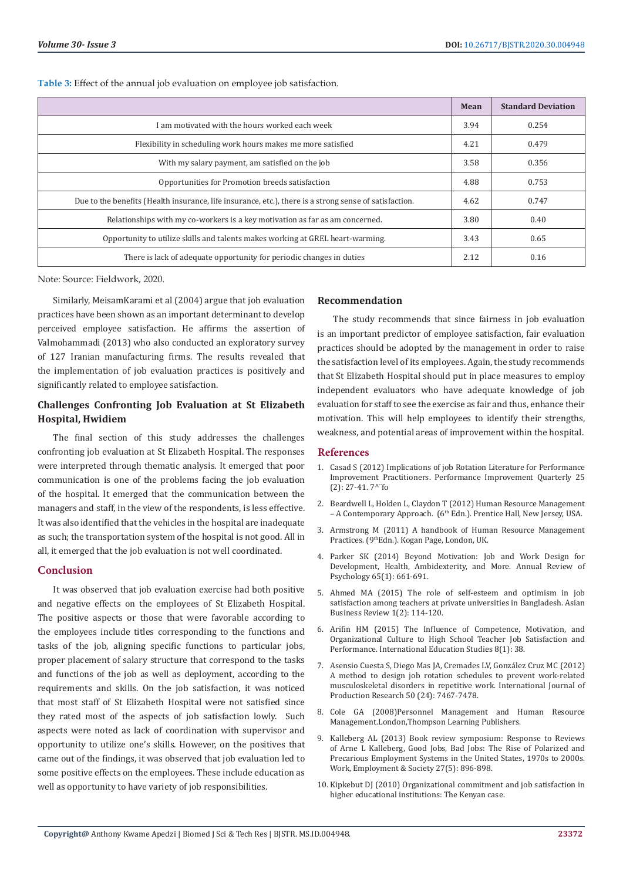**Table 3:** Effect of the annual job evaluation on employee job satisfaction.

| | Mean | Standard Deviation |
|---|---|---|
| I am motivated with the hours worked each week | 3.94 | 0.254 |
| Flexibility in scheduling work hours makes me more satisfied | 4.21 | 0.479 |
| With my salary payment, am satisfied on the job | 3.58 | 0.356 |
| Opportunities for Promotion breeds satisfaction | 4.88 | 0.753 |
| Due to the benefits (Health insurance, life insurance, etc.), there is a strong sense of satisfaction. | 4.62 | 0.747 |
| Relationships with my co-workers is a key motivation as far as am concerned. | 3.80 | 0.40 |
| Opportunity to utilize skills and talents makes working at GREL heart-warming. | 3.43 | 0.65 |
| There is lack of adequate opportunity for periodic changes in duties | 2.12 | 0.16 |

Note: Source: Fieldwork, 2020.

Similarly, MeisamKarami et al (2004) argue that job evaluation practices have been shown as an important determinant to develop perceived employee satisfaction. He affirms the assertion of Valmohammadi (2013) who also conducted an exploratory survey of 127 Iranian manufacturing firms. The results revealed that the implementation of job evaluation practices is positively and significantly related to employee satisfaction.

## Challenges Confronting Job Evaluation at St Elizabeth Hospital, Hwidiem

The final section of this study addresses the challenges confronting job evaluation at St Elizabeth Hospital. The responses were interpreted through thematic analysis. It emerged that poor communication is one of the problems facing the job evaluation of the hospital. It emerged that the communication between the managers and staff, in the view of the respondents, is less effective. It was also identified that the vehicles in the hospital are inadequate as such; the transportation system of the hospital is not good. All in all, it emerged that the job evaluation is not well coordinated.

## Conclusion

It was observed that job evaluation exercise had both positive and negative effects on the employees of St Elizabeth Hospital. The positive aspects or those that were favorable according to the employees include titles corresponding to the functions and tasks of the job, aligning specific functions to particular jobs, proper placement of salary structure that correspond to the tasks and functions of the job as well as deployment, according to the requirements and skills. On the job satisfaction, it was noticed that most staff of St Elizabeth Hospital were not satisfied since they rated most of the aspects of job satisfaction lowly. Such aspects were noted as lack of coordination with supervisor and opportunity to utilize one's skills. However, on the positives that came out of the findings, it was observed that job evaluation led to some positive effects on the employees. These include education as well as opportunity to have variety of job responsibilities.

## Recommendation

The study recommends that since fairness in job evaluation is an important predictor of employee satisfaction, fair evaluation practices should be adopted by the management in order to raise the satisfaction level of its employees. Again, the study recommends that St Elizabeth Hospital should put in place measures to employ independent evaluators who have adequate knowledge of job evaluation for staff to see the exercise as fair and thus, enhance their motivation. This will help employees to identify their strengths, weakness, and potential areas of improvement within the hospital.

## References

1. Casad S (2012) Implications of job Rotation Literature for Performance Improvement Practitioners. Performance Improvement Quarterly 25 (2): 27-41. 7^¨fo
2. Beardwell L, Holden L, Claydon T (2012) Human Resource Management – A Contemporary Approach. (6th Edn.). Prentice Hall, New Jersey, USA.
3. Armstrong M (2011) A handbook of Human Resource Management Practices. (9thEdn.). Kogan Page, London, UK.
4. Parker SK (2014) Beyond Motivation: Job and Work Design for Development, Health, Ambidexterity, and More. Annual Review of Psychology 65(1): 661-691.
5. Ahmed MA (2015) The role of self-esteem and optimism in job satisfaction among teachers at private universities in Bangladesh. Asian Business Review 1(2): 114-120.
6. Arifin HM (2015) The Influence of Competence, Motivation, and Organizational Culture to High School Teacher Job Satisfaction and Performance. International Education Studies 8(1): 38.
7. Asensio Cuesta S, Diego Mas JA, Cremades LV, González Cruz MC (2012) A method to design job rotation schedules to prevent work-related musculoskeletal disorders in repetitive work. International Journal of Production Research 50 (24): 7467-7478.
8. Cole GA (2008)Personnel Management and Human Resource Management.London,Thompson Learning Publishers.
9. Kalleberg AL (2013) Book review symposium: Response to Reviews of Arne L Kalleberg, Good Jobs, Bad Jobs: The Rise of Polarized and Precarious Employment Systems in the United States, 1970s to 2000s. Work, Employment & Society 27(5): 896-898.
10. Kipkebut DJ (2010) Organizational commitment and job satisfaction in higher educational institutions: The Kenyan case.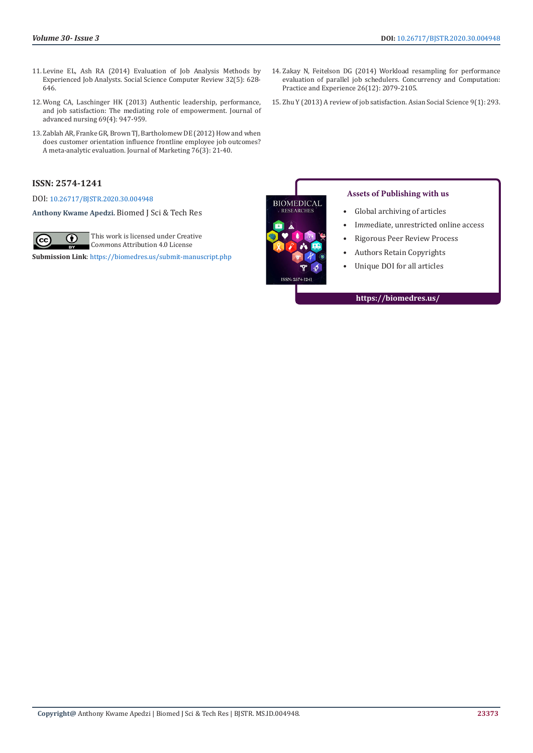11. Levine EL, Ash RA (2014) Evaluation of Job Analysis Methods by Experienced Job Analysts. Social Science Computer Review 32(5): 628-646.
12. Wong CA, Laschinger HK (2013) Authentic leadership, performance, and job satisfaction: The mediating role of empowerment. Journal of advanced nursing 69(4): 947-959.
13. Zablah AR, Franke GR, Brown TJ, Bartholomew DE (2012) How and when does customer orientation influence frontline employee job outcomes? A meta-analytic evaluation. Journal of Marketing 76(3): 21-40.
14. Zakay N, Feitelson DG (2014) Workload resampling for performance evaluation of parallel job schedulers. Concurrency and Computation: Practice and Experience 26(12): 2079-2105.
15. Zhu Y (2013) A review of job satisfaction. Asian Social Science 9(1): 293.

**ISSN: 2574-1241**

DOI: 10.26717/BJSTR.2020.30.004948

**Anthony Kwame Apedzi.** Biomed J Sci & Tech Res

This work is licensed under Creative Commons Attribution 4.0 License

**Submission Link**: https://biomedres.us/submit-manuscript.php

**Assets of Publishing with us**

- Global archiving of articles
- Immediate, unrestricted online access
- Rigorous Peer Review Process
- Authors Retain Copyrights
- Unique DOI for all articles

**https://biomedres.us/**